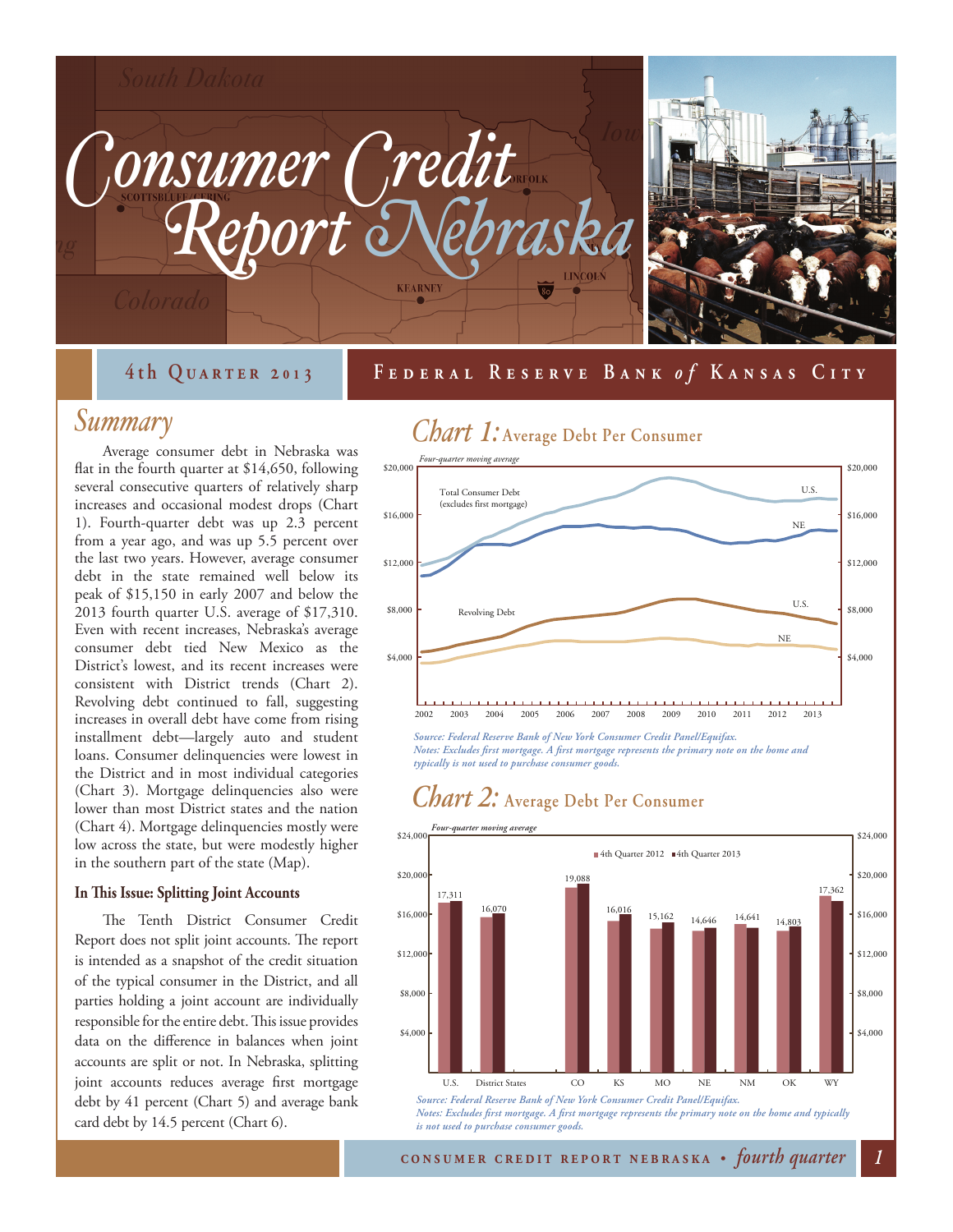# Consumer Credit Report Nebraska

**4th Quarter 2013** — **Federal Reserve Bank of Kansas City**

## Summary

Average consumer debt in Nebraska was flat in the fourth quarter at $14,650, following several consecutive quarters of relatively sharp increases and occasional modest drops (Chart 1). Fourth-quarter debt was up 2.3 percent from a year ago, and was up 5.5 percent over the last two years. However, average consumer debt in the state remained well below its peak of $15,150 in early 2007 and below the 2013 fourth quarter U.S. average of $17,310. Even with recent increases, Nebraska's average consumer debt tied New Mexico as the District's lowest, and its recent increases were consistent with District trends (Chart 2). Revolving debt continued to fall, suggesting increases in overall debt have come from rising installment debt—largely auto and student loans. Consumer delinquencies were lowest in the District and in most individual categories (Chart 3). Mortgage delinquencies also were lower than most District states and the nation (Chart 4). Mortgage delinquencies mostly were low across the state, but were modestly higher in the southern part of the state (Map).

### In This Issue: Splitting Joint Accounts

The Tenth District Consumer Credit Report does not split joint accounts. The report is intended as a snapshot of the credit situation of the typical consumer in the District, and all parties holding a joint account are individually responsible for the entire debt. This issue provides data on the difference in balances when joint accounts are split or not. In Nebraska, splitting joint accounts reduces average first mortgage debt by 41 percent (Chart 5) and average bank card debt by 14.5 percent (Chart 6).

## Chart 1: Average Debt Per Consumer

*Four-quarter moving average*

*Source: Federal Reserve Bank of New York Consumer Credit Panel/Equifax.*
*Notes: Excludes first mortgage. A first mortgage represents the primary note on the home and typically is not used to purchase consumer goods.*

## Chart 2: Average Debt Per Consumer

*Four-quarter moving average*

| | U.S. | District States | CO | KS | MO | NE | NM | OK | WY |
|---|---|---|---|---|---|---|---|---|---|
| Labeled value | 17,311 | 16,070 | 19,088 | 16,016 | 15,162 | 14,646 | 14,641 | 14,803 | 17,362 |

*Source: Federal Reserve Bank of New York Consumer Credit Panel/Equifax.*
*Notes: Excludes first mortgage. A first mortgage represents the primary note on the home and typically is not used to purchase consumer goods.*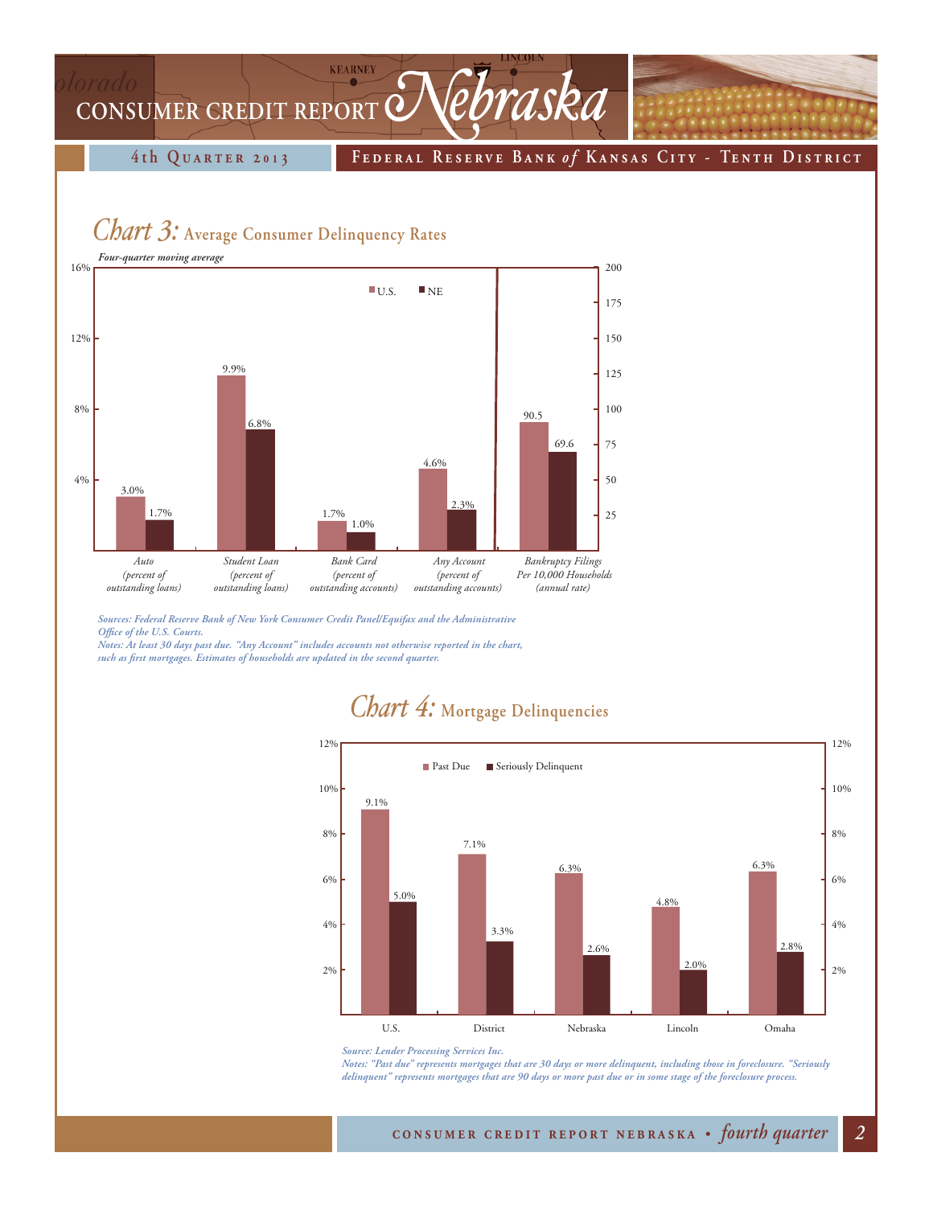## *Chart 3:* Average Consumer Delinquency Rates

*Four-quarter moving average*

| | U.S. | NE |
|---|---|---|
| Auto (percent of outstanding loans) | 3.0% | 1.7% |
| Student Loan (percent of outstanding loans) | 9.9% | 6.8% |
| Bank Card (percent of outstanding accounts) | 1.7% | 1.0% |
| Any Account (percent of outstanding accounts) | 4.6% | 2.3% |
| Bankruptcy Filings Per 10,000 Households (annual rate) | 90.5 | 69.6 |

*Sources: Federal Reserve Bank of New York Consumer Credit Panel/Equifax and the Administrative Office of the U.S. Courts.*
*Notes: At least 30 days past due. "Any Account" includes accounts not otherwise reported in the chart, such as first mortgages. Estimates of households are updated in the second quarter.*

## *Chart 4:* Mortgage Delinquencies

| | Past Due | Seriously Delinquent |
|---|---|---|
| U.S. | 9.1% | 5.0% |
| District | 7.1% | 3.3% |
| Nebraska | 6.3% | 2.6% |
| Lincoln | 4.8% | 2.0% |
| Omaha | 6.3% | 2.8% |

*Source: Lender Processing Services Inc.*
*Notes: "Past due" represents mortgages that are 30 days or more delinquent, including those in foreclosure. "Seriously delinquent" represents mortgages that are 90 days or more past due or in some stage of the foreclosure process.*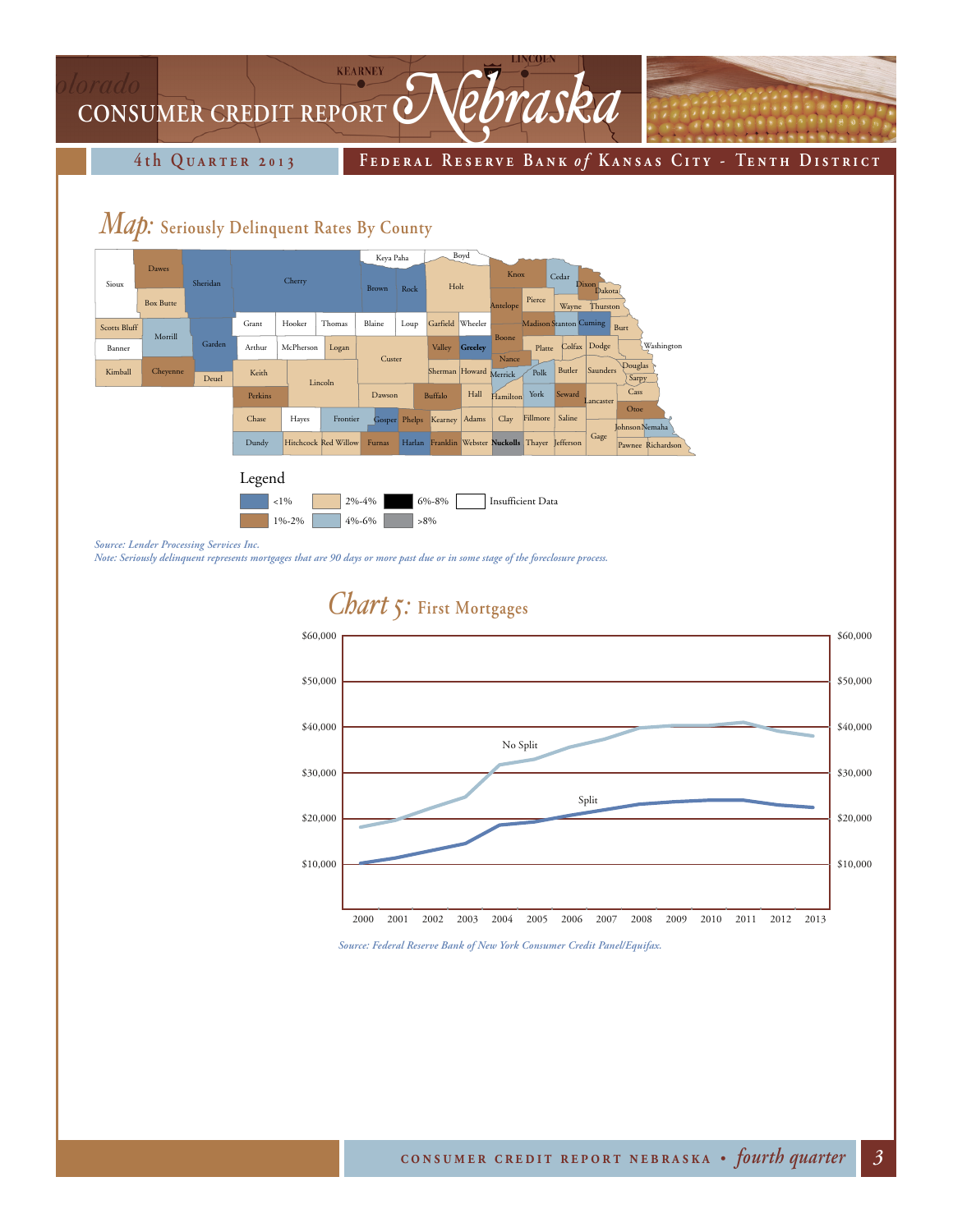## *Map:* Seriously Delinquent Rates By County

Legend

- <1%
- 1%-2%
- 2%-4%
- 4%-6%
- 6%-8%
- >8%
- Insufficient Data

*Source: Lender Processing Services Inc.*
*Note: Seriously delinquent represents mortgages that are 90 days or more past due or in some stage of the foreclosure process.*

## *Chart 5:* First Mortgages

*Source: Federal Reserve Bank of New York Consumer Credit Panel/Equifax.*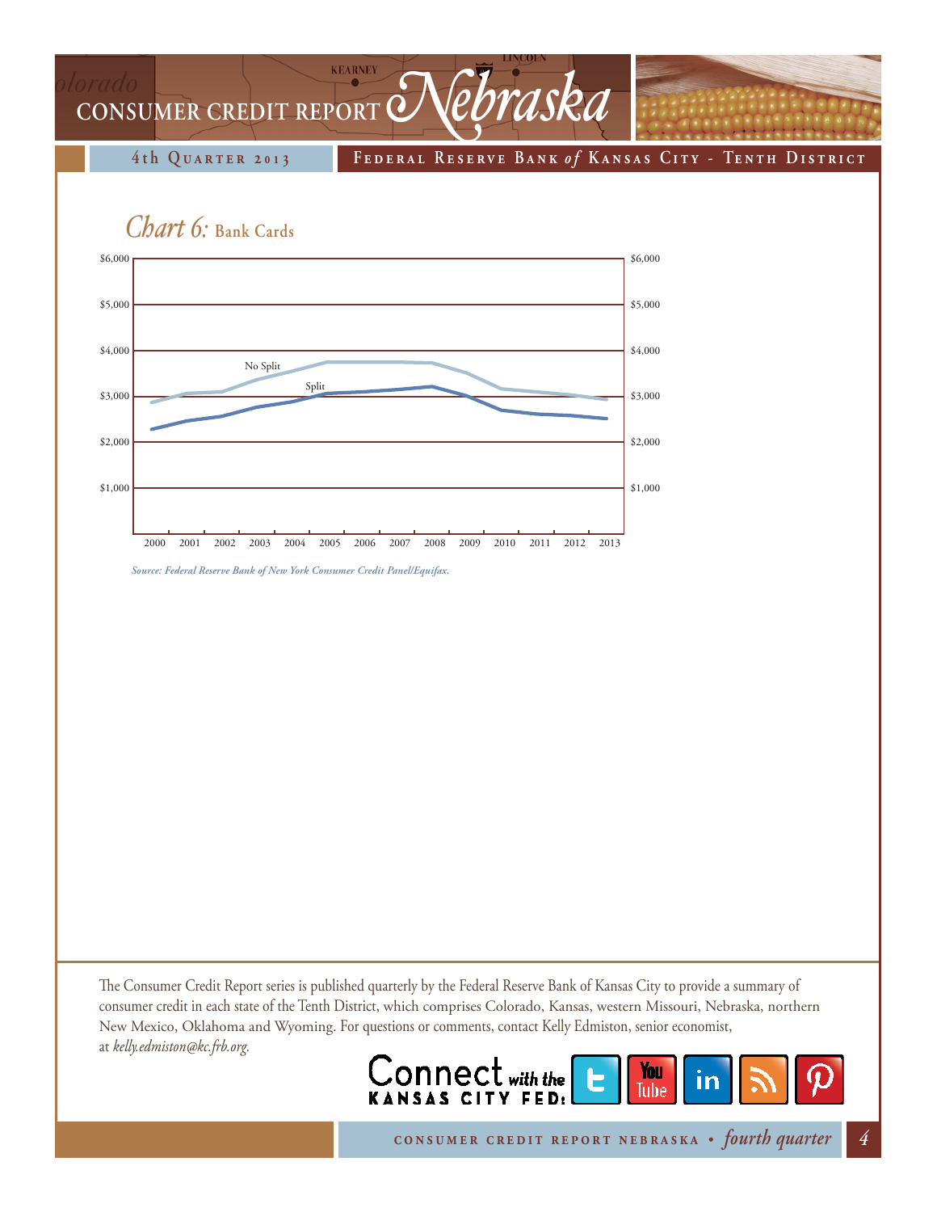## *Chart 6:* Bank Cards

$6,000
$5,000
$4,000
$3,000
$2,000
$1,000

No Split
Split

2000 2001 2002 2003 2004 2005 2006 2007 2008 2009 2010 2011 2012 2013

*Source: Federal Reserve Bank of New York Consumer Credit Panel/Equifax.*

The Consumer Credit Report series is published quarterly by the Federal Reserve Bank of Kansas City to provide a summary of consumer credit in each state of the Tenth District, which comprises Colorado, Kansas, western Missouri, Nebraska, northern New Mexico, Oklahoma and Wyoming. For questions or comments, contact Kelly Edmiston, senior economist, at *kelly.edmiston@kc.frb.org.*

Connect with the KANSAS CITY FED: